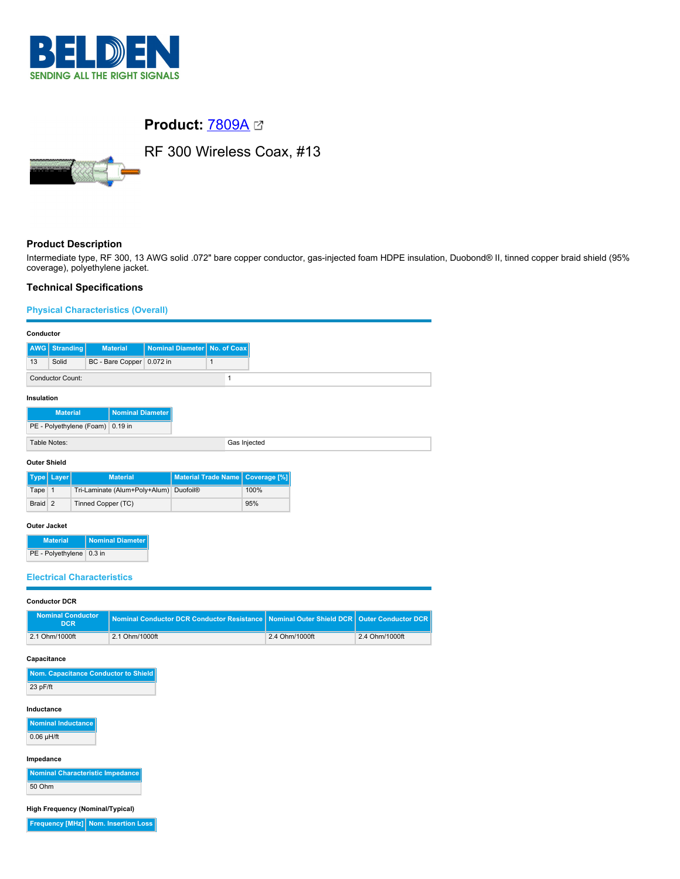# BELDEN
SENDING ALL THE RIGHT SIGNALS

## Product: 7809A

RF 300 Wireless Coax, #13

### Product Description

Intermediate type, RF 300, 13 AWG solid .072" bare copper conductor, gas-injected foam HDPE insulation, Duobond® II, tinned copper braid shield (95% coverage), polyethylene jacket.

### Technical Specifications

#### Physical Characteristics (Overall)

**Conductor**

| AWG | Stranding | Material | Nominal Diameter | No. of Coax |
|---|---|---|---|---|
| 13 | Solid | BC - Bare Copper | 0.072 in | 1 |

| Conductor Count: | 1 |
|---|---|

**Insulation**

| Material | Nominal Diameter |
|---|---|
| PE - Polyethylene (Foam) | 0.19 in |

| Table Notes: | Gas Injected |
|---|---|

**Outer Shield**

| Type | Layer | Material | Material Trade Name | Coverage [%] |
|---|---|---|---|---|
| Tape | 1 | Tri-Laminate (Alum+Poly+Alum) | Duofoil® | 100% |
| Braid | 2 | Tinned Copper (TC) | | 95% |

**Outer Jacket**

| Material | Nominal Diameter |
|---|---|
| PE - Polyethylene | 0.3 in |

#### Electrical Characteristics

**Conductor DCR**

| Nominal Conductor DCR | Nominal Conductor DCR Conductor Resistance | Nominal Outer Shield DCR | Outer Conductor DCR |
|---|---|---|---|
| 2.1 Ohm/1000ft | 2.1 Ohm/1000ft | 2.4 Ohm/1000ft | 2.4 Ohm/1000ft |

**Capacitance**

| Nom. Capacitance Conductor to Shield |
|---|
| 23 pF/ft |

**Inductance**

| Nominal Inductance |
|---|
| 0.06 μH/ft |

**Impedance**

| Nominal Characteristic Impedance |
|---|
| 50 Ohm |

**High Frequency (Nominal/Typical)**

| Frequency [MHz] | Nom. Insertion Loss |
|---|---|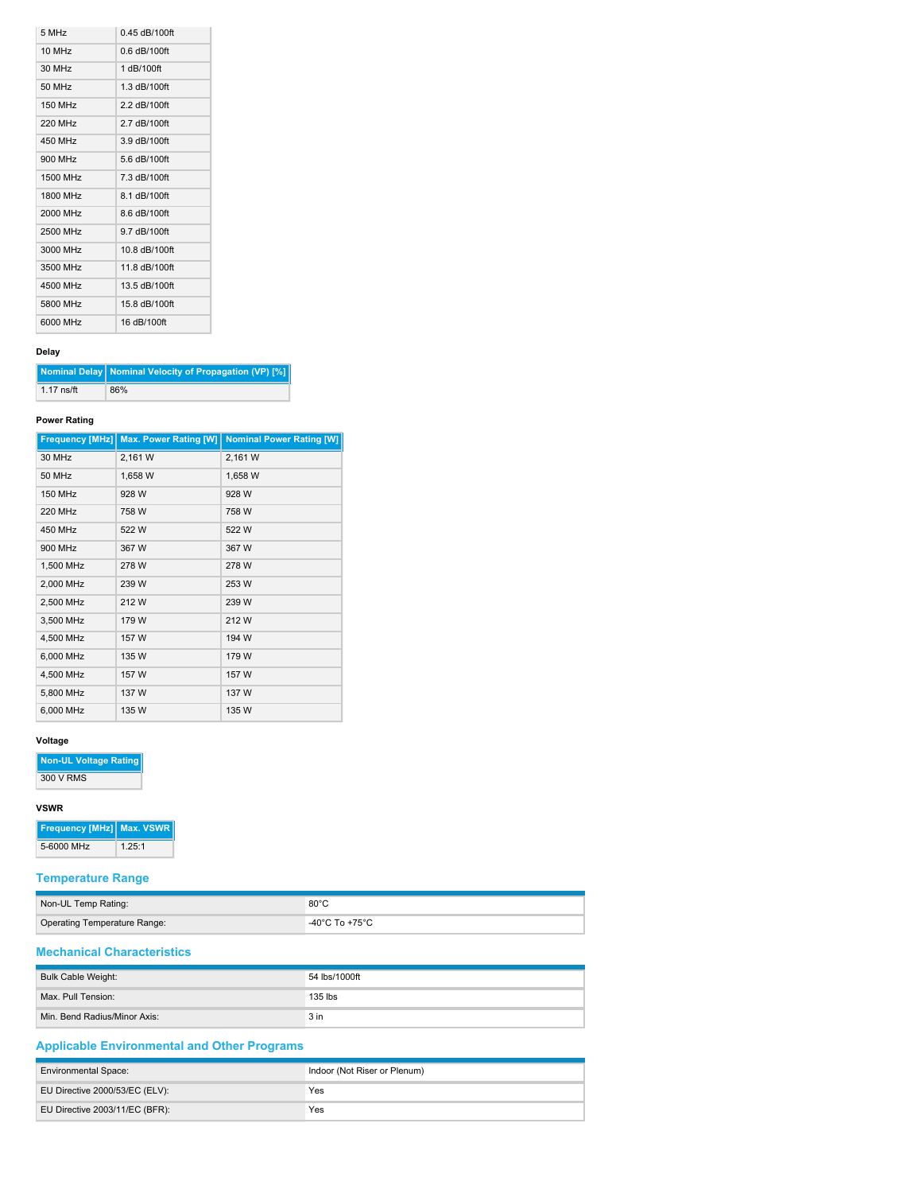| | |
|---|---|
| 5 MHz | 0.45 dB/100ft |
| 10 MHz | 0.6 dB/100ft |
| 30 MHz | 1 dB/100ft |
| 50 MHz | 1.3 dB/100ft |
| 150 MHz | 2.2 dB/100ft |
| 220 MHz | 2.7 dB/100ft |
| 450 MHz | 3.9 dB/100ft |
| 900 MHz | 5.6 dB/100ft |
| 1500 MHz | 7.3 dB/100ft |
| 1800 MHz | 8.1 dB/100ft |
| 2000 MHz | 8.6 dB/100ft |
| 2500 MHz | 9.7 dB/100ft |
| 3000 MHz | 10.8 dB/100ft |
| 3500 MHz | 11.8 dB/100ft |
| 4500 MHz | 13.5 dB/100ft |
| 5800 MHz | 15.8 dB/100ft |
| 6000 MHz | 16 dB/100ft |

**Delay**

| Nominal Delay | Nominal Velocity of Propagation (VP) [%] |
|---|---|
| 1.17 ns/ft | 86% |

**Power Rating**

| Frequency [MHz] | Max. Power Rating [W] | Nominal Power Rating [W] |
|---|---|---|
| 30 MHz | 2,161 W | 2,161 W |
| 50 MHz | 1,658 W | 1,658 W |
| 150 MHz | 928 W | 928 W |
| 220 MHz | 758 W | 758 W |
| 450 MHz | 522 W | 522 W |
| 900 MHz | 367 W | 367 W |
| 1,500 MHz | 278 W | 278 W |
| 2,000 MHz | 239 W | 253 W |
| 2,500 MHz | 212 W | 239 W |
| 3,500 MHz | 179 W | 212 W |
| 4,500 MHz | 157 W | 194 W |
| 6,000 MHz | 135 W | 179 W |
| 4,500 MHz | 157 W | 157 W |
| 5,800 MHz | 137 W | 137 W |
| 6,000 MHz | 135 W | 135 W |

**Voltage**

| Non-UL Voltage Rating |
|---|
| 300 V RMS |

**VSWR**

| Frequency [MHz] | Max. VSWR |
|---|---|
| 5-6000 MHz | 1.25:1 |

## Temperature Range

| | |
|---|---|
| Non-UL Temp Rating: | 80°C |
| Operating Temperature Range: | -40°C To +75°C |

## Mechanical Characteristics

| | |
|---|---|
| Bulk Cable Weight: | 54 lbs/1000ft |
| Max. Pull Tension: | 135 lbs |
| Min. Bend Radius/Minor Axis: | 3 in |

## Applicable Environmental and Other Programs

| | |
|---|---|
| Environmental Space: | Indoor (Not Riser or Plenum) |
| EU Directive 2000/53/EC (ELV): | Yes |
| EU Directive 2003/11/EC (BFR): | Yes |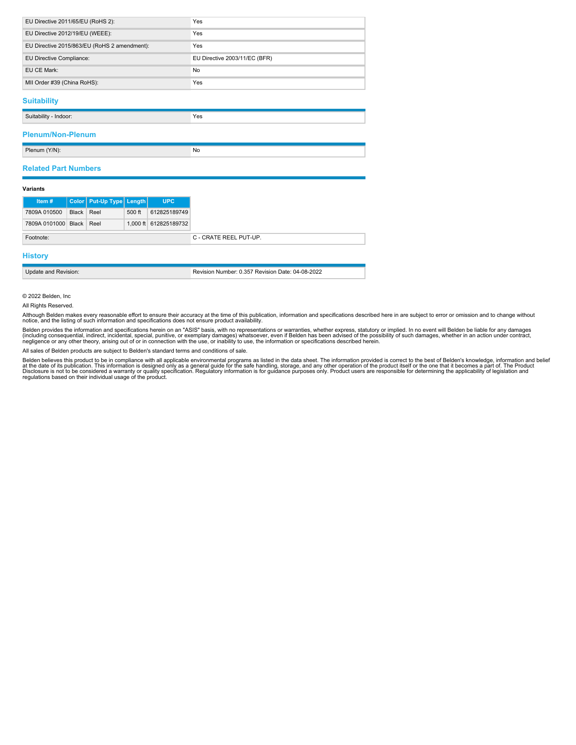| | |
|---|---|
| EU Directive 2011/65/EU (RoHS 2): | Yes |
| EU Directive 2012/19/EU (WEEE): | Yes |
| EU Directive 2015/863/EU (RoHS 2 amendment): | Yes |
| EU Directive Compliance: | EU Directive 2003/11/EC (BFR) |
| EU CE Mark: | No |
| MII Order #39 (China RoHS): | Yes |

## Suitability

| | |
|---|---|
| Suitability - Indoor: | Yes |

## Plenum/Non-Plenum

| | |
|---|---|
| Plenum (Y/N): | No |

## Related Part Numbers

**Variants**

| Item # | Color | Put-Up Type | Length | UPC |
|---|---|---|---|---|
| 7809A 010500 | Black | Reel | 500 ft | 612825189749 |
| 7809A 0101000 | Black | Reel | 1,000 ft | 612825189732 |

| | |
|---|---|
| Footnote: | C - CRATE REEL PUT-UP. |

## History

| | |
|---|---|
| Update and Revision: | Revision Number: 0.357 Revision Date: 04-08-2022 |

© 2022 Belden, Inc

All Rights Reserved.

Although Belden makes every reasonable effort to ensure their accuracy at the time of this publication, information and specifications described here in are subject to error or omission and to change without notice, and the listing of such information and specifications does not ensure product availability.

Belden provides the information and specifications herein on an "ASIS" basis, with no representations or warranties, whether express, statutory or implied. In no event will Belden be liable for any damages (including consequential, indirect, incidental, special, punitive, or exemplary damages) whatsoever, even if Belden has been advised of the possibility of such damages, whether in an action under contract, negligence or any other theory, arising out of or in connection with the use, or inability to use, the information or specifications described herein.

All sales of Belden products are subject to Belden's standard terms and conditions of sale.

Belden believes this product to be in compliance with all applicable environmental programs as listed in the data sheet. The information provided is correct to the best of Belden's knowledge, information and belief at the date of its publication. This information is designed only as a general guide for the safe handling, storage, and any other operation of the product itself or the one that it becomes a part of. The Product Disclosure is not to be considered a warranty or quality specification. Regulatory information is for guidance purposes only. Product users are responsible for determining the applicability of legislation and regulations based on their individual usage of the product.